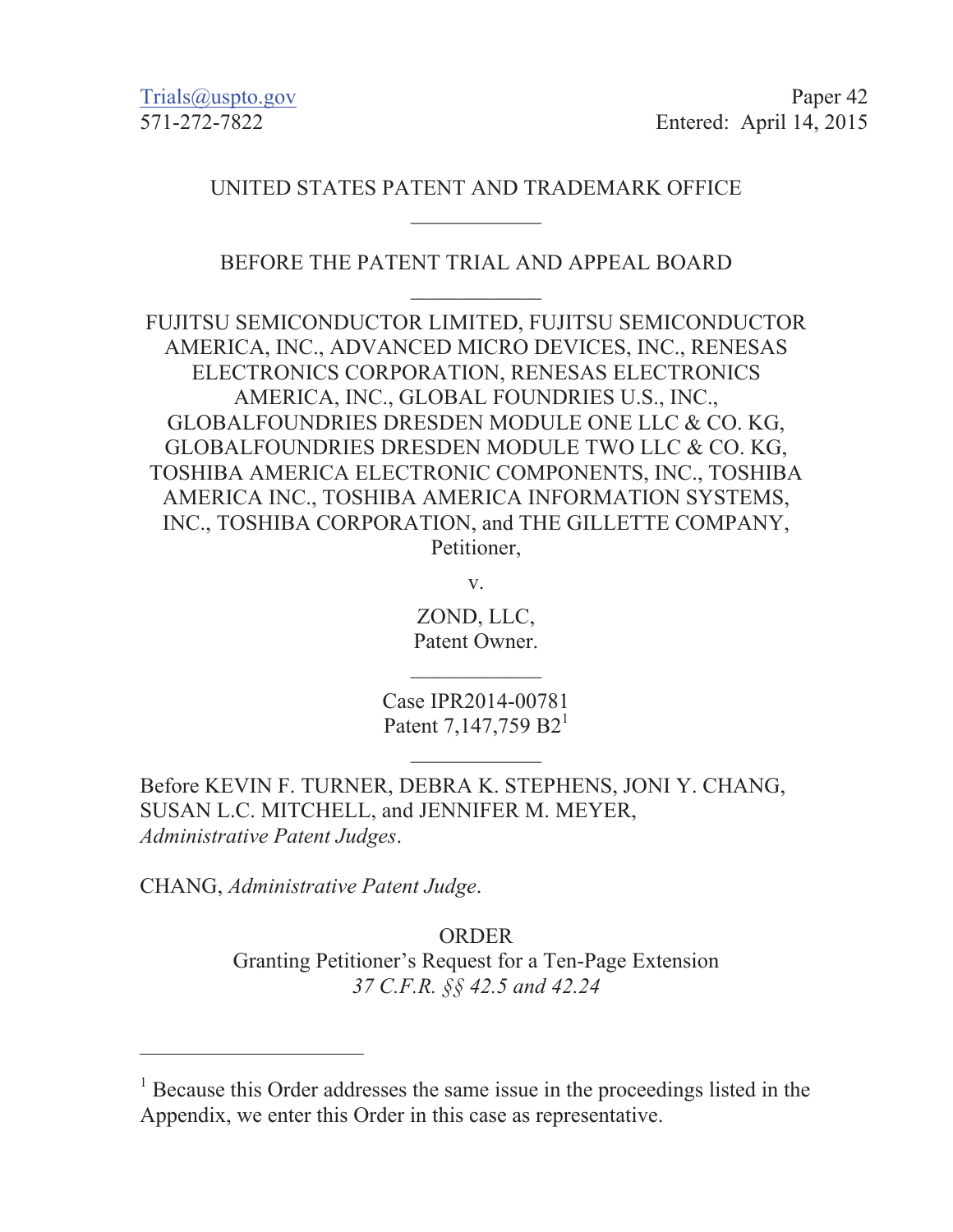Trials@uspto.gov
571-272-7822

Paper 42
Entered: April 14, 2015

UNITED STATES PATENT AND TRADEMARK OFFICE

---

BEFORE THE PATENT TRIAL AND APPEAL BOARD

---

FUJITSU SEMICONDUCTOR LIMITED, FUJITSU SEMICONDUCTOR AMERICA, INC., ADVANCED MICRO DEVICES, INC., RENESAS ELECTRONICS CORPORATION, RENESAS ELECTRONICS AMERICA, INC., GLOBAL FOUNDRIES U.S., INC., GLOBALFOUNDRIES DRESDEN MODULE ONE LLC & CO. KG, GLOBALFOUNDRIES DRESDEN MODULE TWO LLC & CO. KG, TOSHIBA AMERICA ELECTRONIC COMPONENTS, INC., TOSHIBA AMERICA INC., TOSHIBA AMERICA INFORMATION SYSTEMS, INC., TOSHIBA CORPORATION, and THE GILLETTE COMPANY,
Petitioner,

v.

ZOND, LLC,
Patent Owner.

---

Case IPR2014-00781
Patent 7,147,759 B2[1]

---

Before KEVIN F. TURNER, DEBRA K. STEPHENS, JONI Y. CHANG, SUSAN L.C. MITCHELL, and JENNIFER M. MEYER, *Administrative Patent Judges*.

CHANG, *Administrative Patent Judge*.

ORDER
Granting Petitioner's Request for a Ten-Page Extension
*37 C.F.R. §§ 42.5 and 42.24*

---

[1] Because this Order addresses the same issue in the proceedings listed in the Appendix, we enter this Order in this case as representative.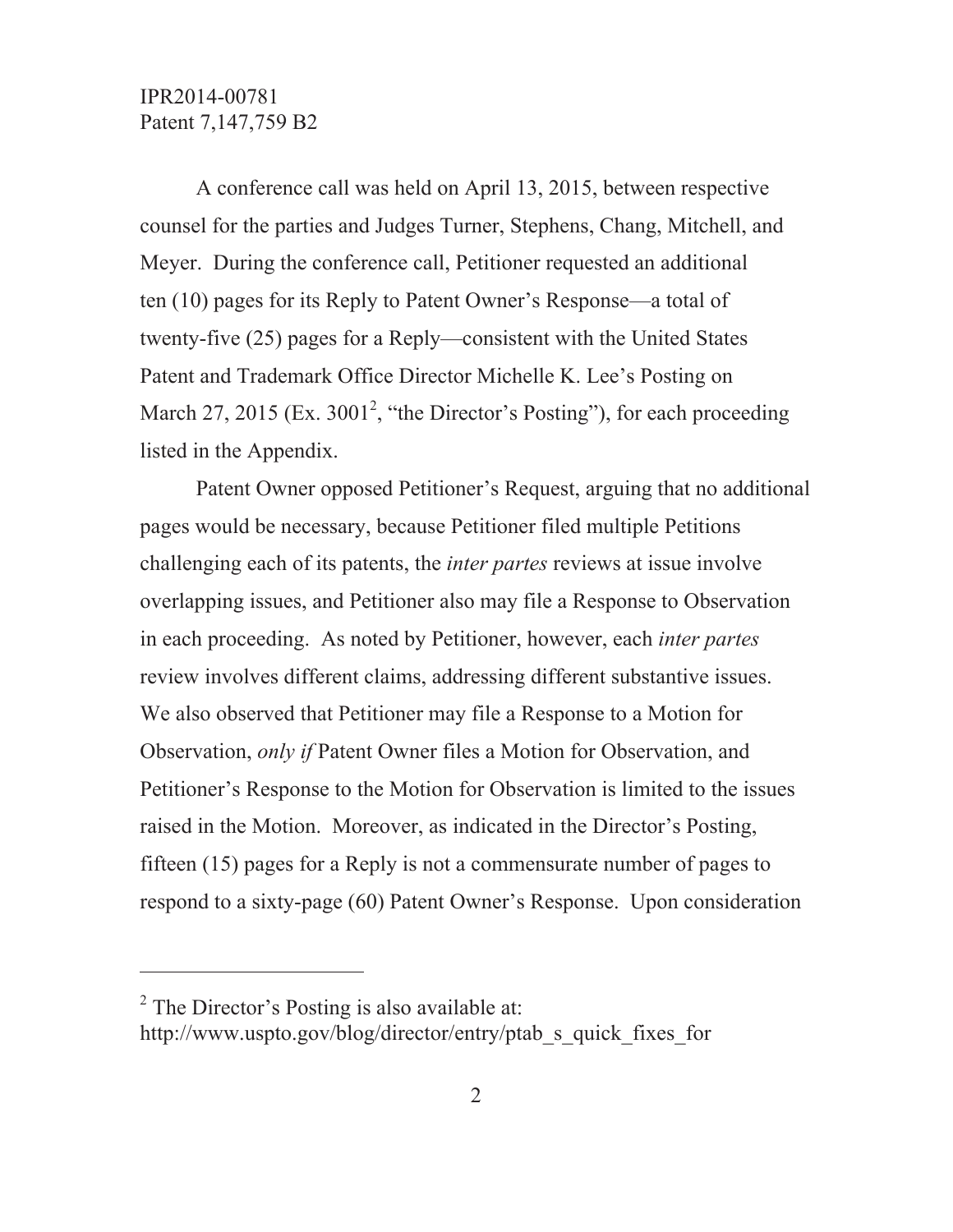A conference call was held on April 13, 2015, between respective counsel for the parties and Judges Turner, Stephens, Chang, Mitchell, and Meyer. During the conference call, Petitioner requested an additional ten (10) pages for its Reply to Patent Owner's Response—a total of twenty-five (25) pages for a Reply—consistent with the United States Patent and Trademark Office Director Michelle K. Lee's Posting on March 27, 2015 (Ex. 3001[2], "the Director's Posting"), for each proceeding listed in the Appendix.

Patent Owner opposed Petitioner's Request, arguing that no additional pages would be necessary, because Petitioner filed multiple Petitions challenging each of its patents, the *inter partes* reviews at issue involve overlapping issues, and Petitioner also may file a Response to Observation in each proceeding. As noted by Petitioner, however, each *inter partes* review involves different claims, addressing different substantive issues. We also observed that Petitioner may file a Response to a Motion for Observation, *only if* Patent Owner files a Motion for Observation, and Petitioner's Response to the Motion for Observation is limited to the issues raised in the Motion. Moreover, as indicated in the Director's Posting, fifteen (15) pages for a Reply is not a commensurate number of pages to respond to a sixty-page (60) Patent Owner's Response. Upon consideration

---

[2] The Director's Posting is also available at: http://www.uspto.gov/blog/director/entry/ptab_s_quick_fixes_for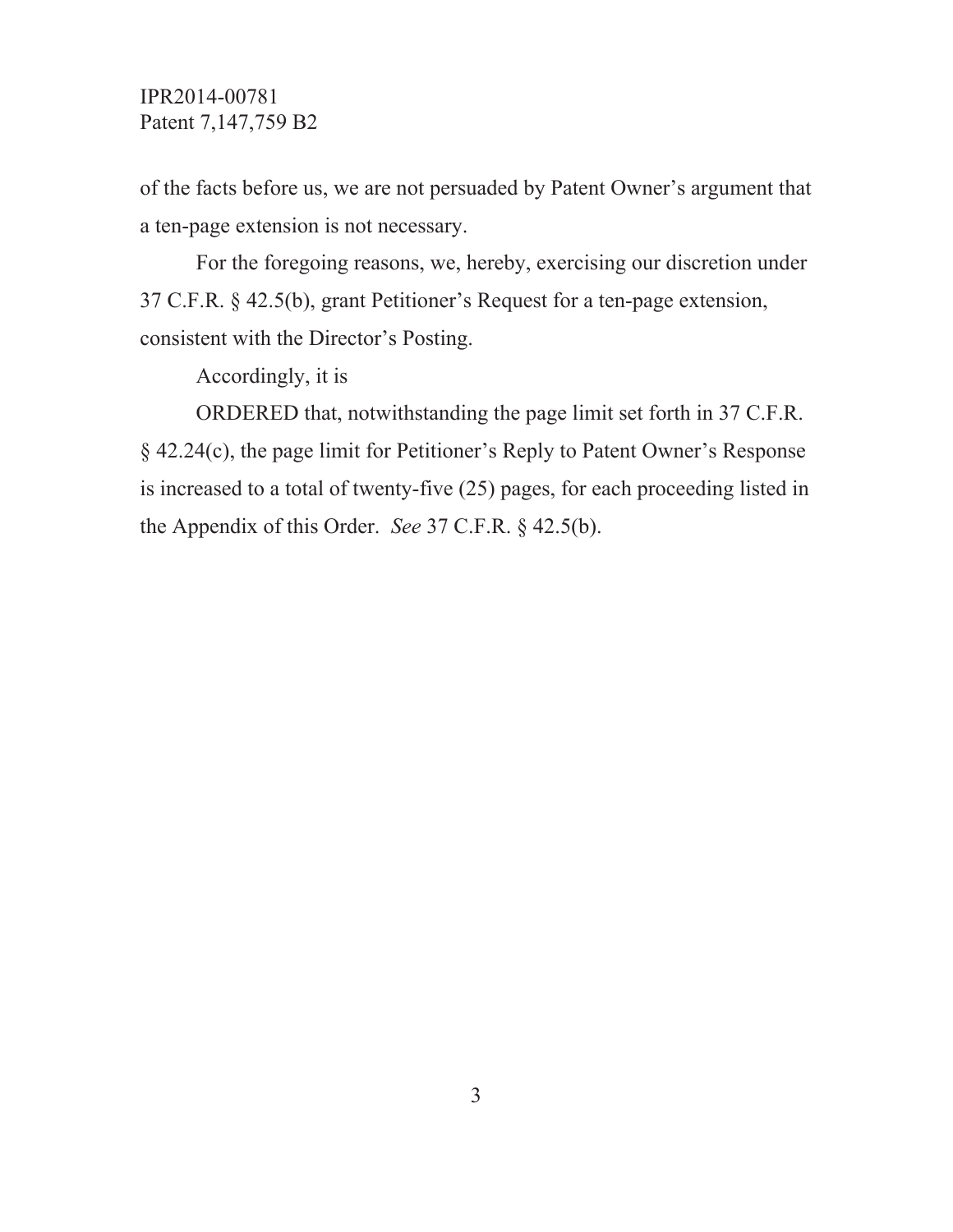of the facts before us, we are not persuaded by Patent Owner's argument that a ten-page extension is not necessary.

For the foregoing reasons, we, hereby, exercising our discretion under 37 C.F.R. § 42.5(b), grant Petitioner's Request for a ten-page extension, consistent with the Director's Posting.

Accordingly, it is

ORDERED that, notwithstanding the page limit set forth in 37 C.F.R. § 42.24(c), the page limit for Petitioner's Reply to Patent Owner's Response is increased to a total of twenty-five (25) pages, for each proceeding listed in the Appendix of this Order. *See* 37 C.F.R. § 42.5(b).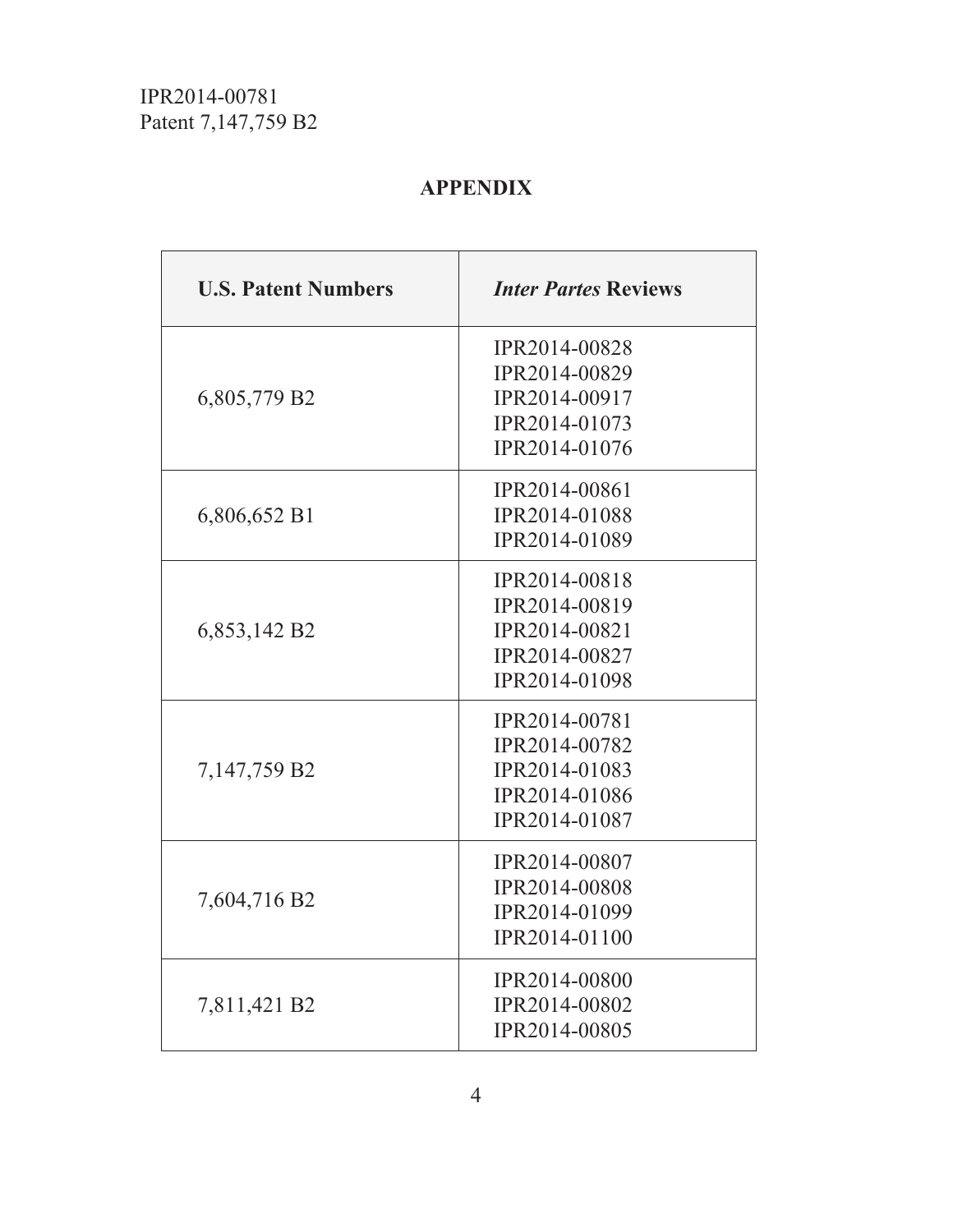## APPENDIX

| U.S. Patent Numbers | *Inter Partes* Reviews |
|---|---|
| 6,805,779 B2 | IPR2014-00828<br>IPR2014-00829<br>IPR2014-00917<br>IPR2014-01073<br>IPR2014-01076 |
| 6,806,652 B1 | IPR2014-00861<br>IPR2014-01088<br>IPR2014-01089 |
| 6,853,142 B2 | IPR2014-00818<br>IPR2014-00819<br>IPR2014-00821<br>IPR2014-00827<br>IPR2014-01098 |
| 7,147,759 B2 | IPR2014-00781<br>IPR2014-00782<br>IPR2014-01083<br>IPR2014-01086<br>IPR2014-01087 |
| 7,604,716 B2 | IPR2014-00807<br>IPR2014-00808<br>IPR2014-01099<br>IPR2014-01100 |
| 7,811,421 B2 | IPR2014-00800<br>IPR2014-00802<br>IPR2014-00805 |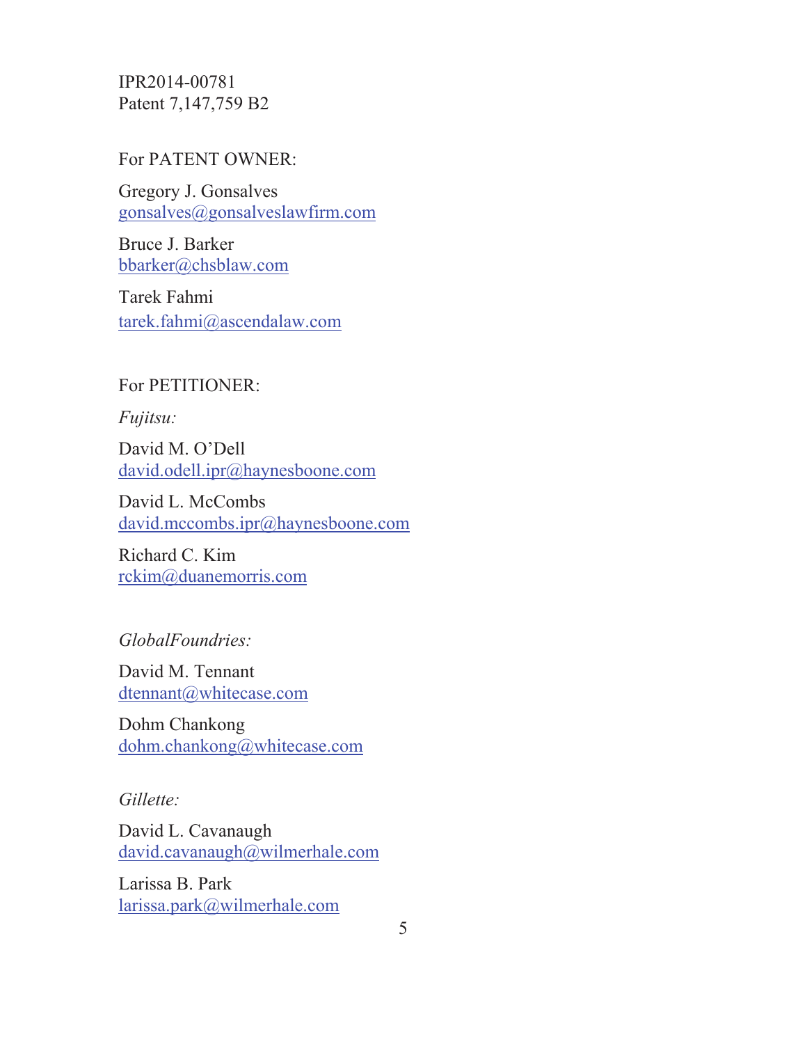IPR2014-00781
Patent 7,147,759 B2

For PATENT OWNER:

Gregory J. Gonsalves
gonsalves@gonsalveslawfirm.com

Bruce J. Barker
bbarker@chsblaw.com

Tarek Fahmi
tarek.fahmi@ascendalaw.com

For PETITIONER:

*Fujitsu:*

David M. O'Dell
david.odell.ipr@haynesboone.com

David L. McCombs
david.mccombs.ipr@haynesboone.com

Richard C. Kim
rckim@duanemorris.com

*GlobalFoundries:*

David M. Tennant
dtennant@whitecase.com

Dohm Chankong
dohm.chankong@whitecase.com

*Gillette:*

David L. Cavanaugh
david.cavanaugh@wilmerhale.com

Larissa B. Park
larissa.park@wilmerhale.com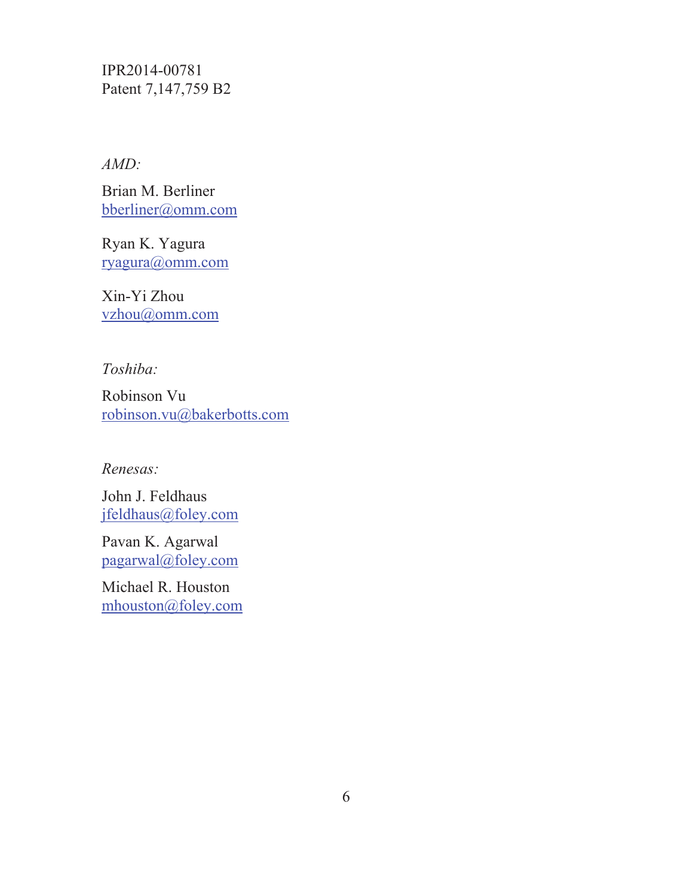IPR2014-00781
Patent 7,147,759 B2

*AMD:*

Brian M. Berliner
bberliner@omm.com

Ryan K. Yagura
ryagura@omm.com

Xin-Yi Zhou
vzhou@omm.com

*Toshiba:*

Robinson Vu
robinson.vu@bakerbotts.com

*Renesas:*

John J. Feldhaus
jfeldhaus@foley.com

Pavan K. Agarwal
pagarwal@foley.com

Michael R. Houston
mhouston@foley.com